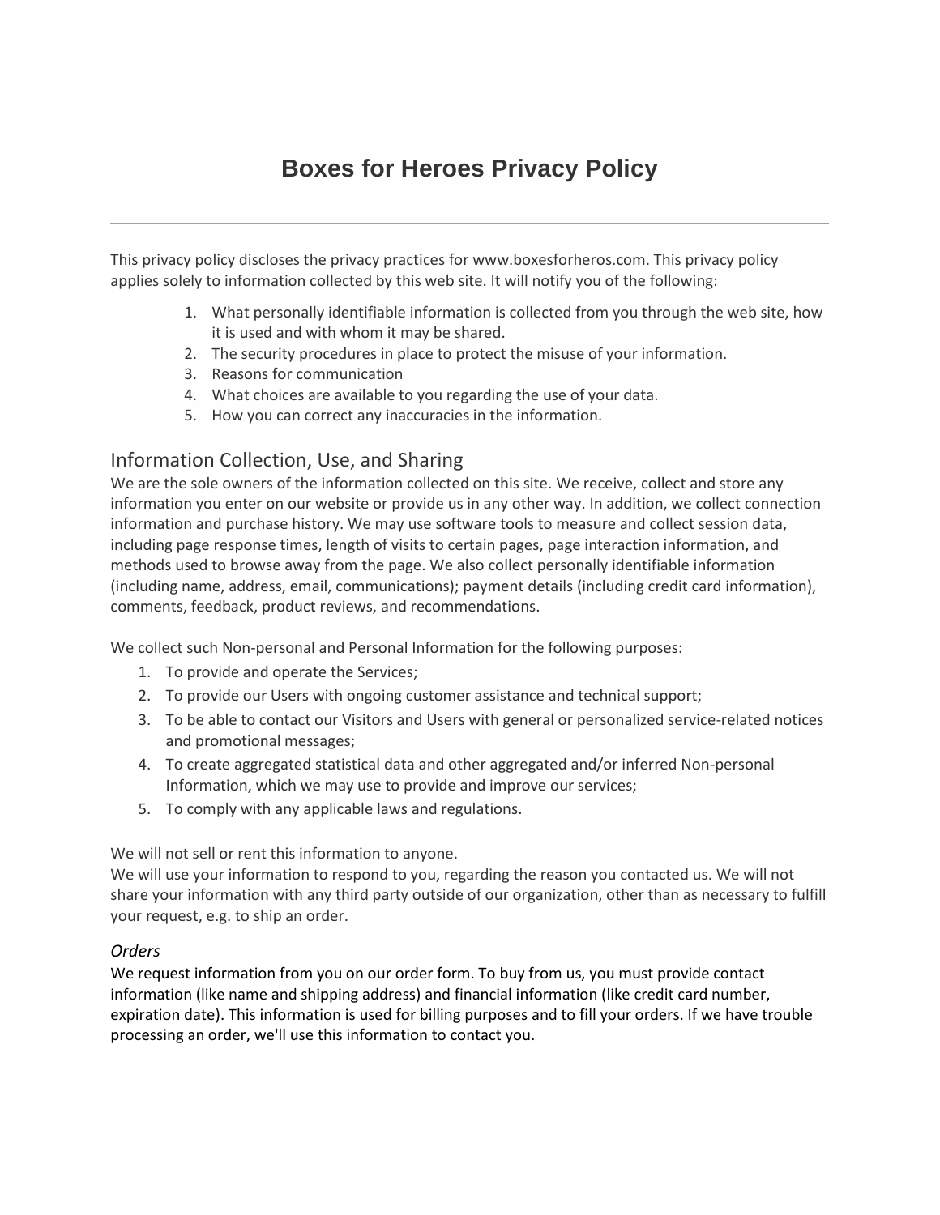# Boxes for Heroes Privacy Policy

This privacy policy discloses the privacy practices for www.boxesforheros.com. This privacy policy applies solely to information collected by this web site. It will notify you of the following:

1. What personally identifiable information is collected from you through the web site, how it is used and with whom it may be shared.
2. The security procedures in place to protect the misuse of your information.
3. Reasons for communication
4. What choices are available to you regarding the use of your data.
5. How you can correct any inaccuracies in the information.

## Information Collection, Use, and Sharing

We are the sole owners of the information collected on this site. We receive, collect and store any information you enter on our website or provide us in any other way. In addition, we collect connection information and purchase history. We may use software tools to measure and collect session data, including page response times, length of visits to certain pages, page interaction information, and methods used to browse away from the page. We also collect personally identifiable information (including name, address, email, communications); payment details (including credit card information), comments, feedback, product reviews, and recommendations.

We collect such Non-personal and Personal Information for the following purposes:

1. To provide and operate the Services;
2. To provide our Users with ongoing customer assistance and technical support;
3. To be able to contact our Visitors and Users with general or personalized service-related notices and promotional messages;
4. To create aggregated statistical data and other aggregated and/or inferred Non-personal Information, which we may use to provide and improve our services;
5. To comply with any applicable laws and regulations.

We will not sell or rent this information to anyone.
We will use your information to respond to you, regarding the reason you contacted us. We will not share your information with any third party outside of our organization, other than as necessary to fulfill your request, e.g. to ship an order.

### *Orders*

We request information from you on our order form. To buy from us, you must provide contact information (like name and shipping address) and financial information (like credit card number, expiration date). This information is used for billing purposes and to fill your orders. If we have trouble processing an order, we'll use this information to contact you.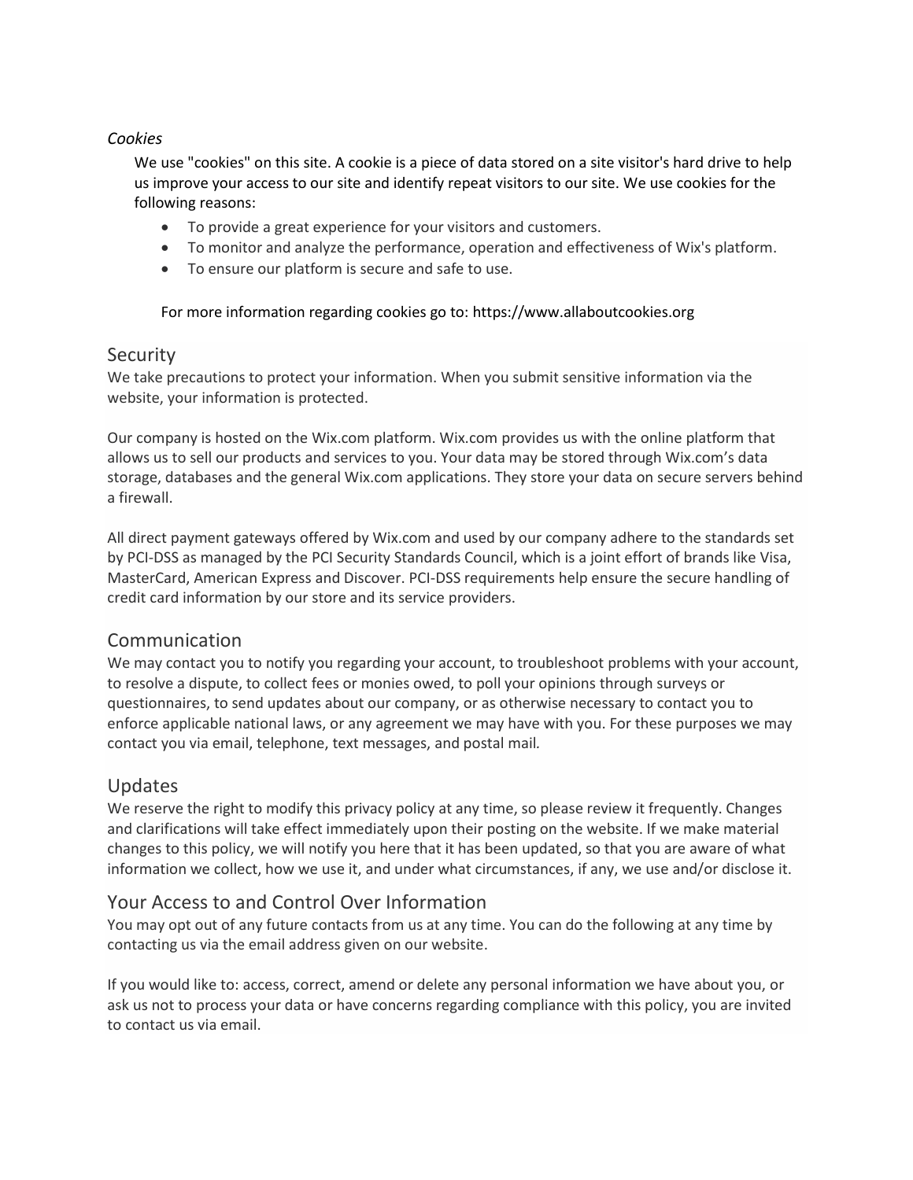*Cookies*

We use "cookies" on this site. A cookie is a piece of data stored on a site visitor's hard drive to help us improve your access to our site and identify repeat visitors to our site. We use cookies for the following reasons:

- To provide a great experience for your visitors and customers.
- To monitor and analyze the performance, operation and effectiveness of Wix's platform.
- To ensure our platform is secure and safe to use.

For more information regarding cookies go to: https://www.allaboutcookies.org

## Security

We take precautions to protect your information. When you submit sensitive information via the website, your information is protected.

Our company is hosted on the Wix.com platform. Wix.com provides us with the online platform that allows us to sell our products and services to you. Your data may be stored through Wix.com's data storage, databases and the general Wix.com applications. They store your data on secure servers behind a firewall.

All direct payment gateways offered by Wix.com and used by our company adhere to the standards set by PCI-DSS as managed by the PCI Security Standards Council, which is a joint effort of brands like Visa, MasterCard, American Express and Discover. PCI-DSS requirements help ensure the secure handling of credit card information by our store and its service providers.

## Communication

We may contact you to notify you regarding your account, to troubleshoot problems with your account, to resolve a dispute, to collect fees or monies owed, to poll your opinions through surveys or questionnaires, to send updates about our company, or as otherwise necessary to contact you to enforce applicable national laws, or any agreement we may have with you. For these purposes we may contact you via email, telephone, text messages, and postal mail.

## Updates

We reserve the right to modify this privacy policy at any time, so please review it frequently. Changes and clarifications will take effect immediately upon their posting on the website. If we make material changes to this policy, we will notify you here that it has been updated, so that you are aware of what information we collect, how we use it, and under what circumstances, if any, we use and/or disclose it.

## Your Access to and Control Over Information

You may opt out of any future contacts from us at any time. You can do the following at any time by contacting us via the email address given on our website.

If you would like to: access, correct, amend or delete any personal information we have about you, or ask us not to process your data or have concerns regarding compliance with this policy, you are invited to contact us via email.